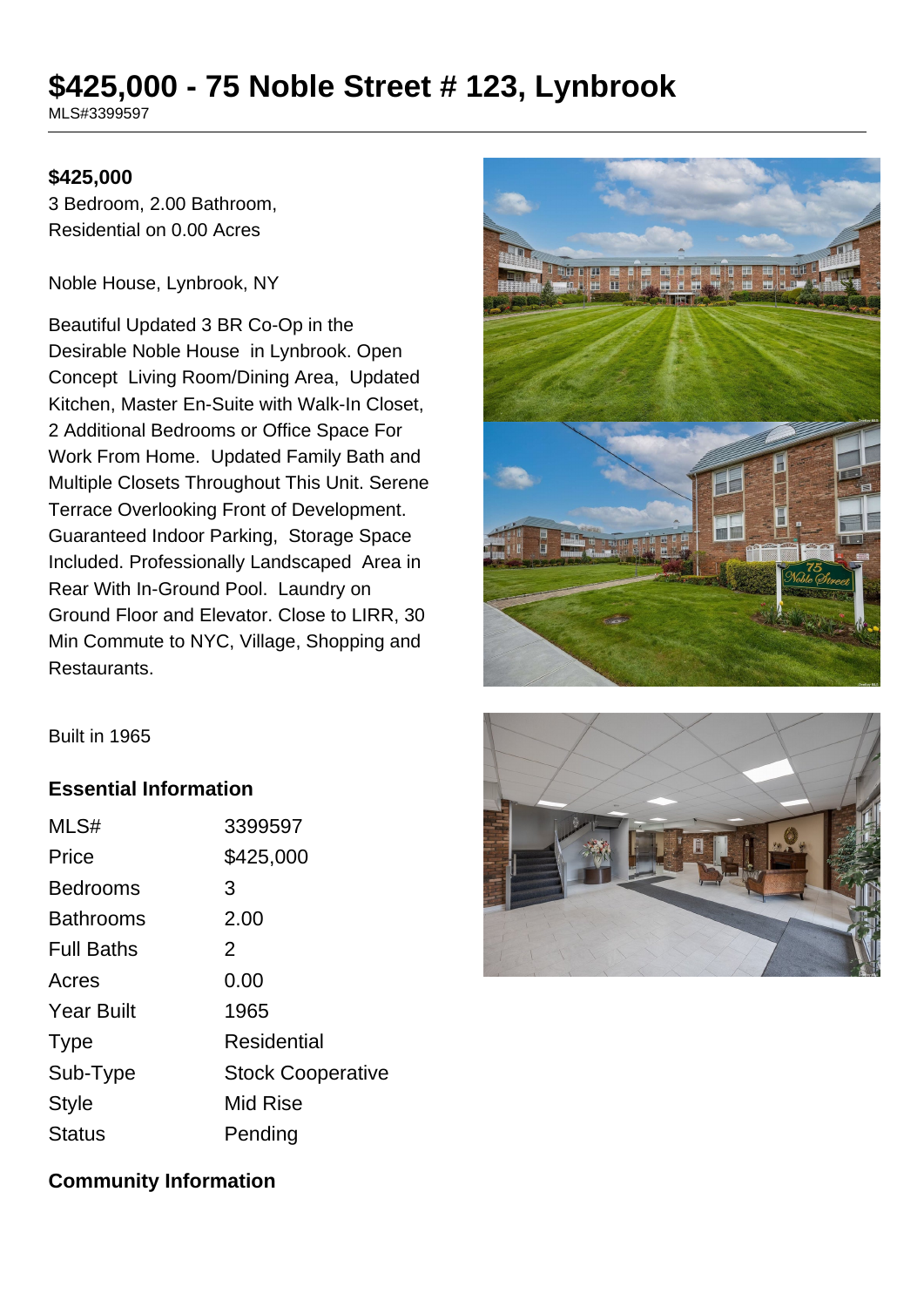# $425,000 - 75 Noble Street # 123, Lynbrook

MLS#3399597

**$425,000**

3 Bedroom, 2.00 Bathroom,
Residential on 0.00 Acres

Noble House, Lynbrook, NY

Beautiful Updated 3 BR Co-Op in the Desirable Noble House in Lynbrook. Open Concept Living Room/Dining Area, Updated Kitchen, Master En-Suite with Walk-In Closet, 2 Additional Bedrooms or Office Space For Work From Home. Updated Family Bath and Multiple Closets Throughout This Unit. Serene Terrace Overlooking Front of Development. Guaranteed Indoor Parking, Storage Space Included. Professionally Landscaped Area in Rear With In-Ground Pool. Laundry on Ground Floor and Elevator. Close to LIRR, 30 Min Commute to NYC, Village, Shopping and Restaurants.

Built in 1965

## Essential Information

| | |
|---|---|
| MLS# | 3399597 |
| Price | $425,000 |
| Bedrooms | 3 |
| Bathrooms | 2.00 |
| Full Baths | 2 |
| Acres | 0.00 |
| Year Built | 1965 |
| Type | Residential |
| Sub-Type | Stock Cooperative |
| Style | Mid Rise |
| Status | Pending |

## Community Information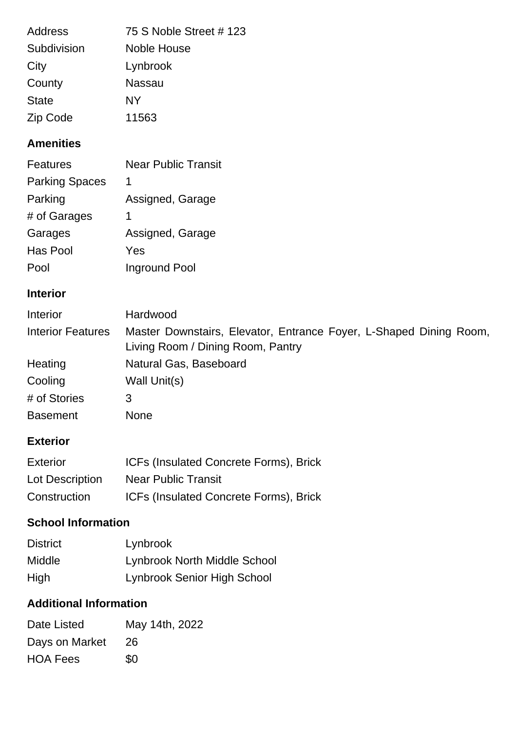| | |
|---|---|
| Address | 75 S Noble Street # 123 |
| Subdivision | Noble House |
| City | Lynbrook |
| County | Nassau |
| State | NY |
| Zip Code | 11563 |

## Amenities

| | |
|---|---|
| Features | Near Public Transit |
| Parking Spaces | 1 |
| Parking | Assigned, Garage |
| # of Garages | 1 |
| Garages | Assigned, Garage |
| Has Pool | Yes |
| Pool | Inground Pool |

## Interior

| | |
|---|---|
| Interior | Hardwood |
| Interior Features | Master Downstairs, Elevator, Entrance Foyer, L-Shaped Dining Room, Living Room / Dining Room, Pantry |
| Heating | Natural Gas, Baseboard |
| Cooling | Wall Unit(s) |
| # of Stories | 3 |
| Basement | None |

## Exterior

| | |
|---|---|
| Exterior | ICFs (Insulated Concrete Forms), Brick |
| Lot Description | Near Public Transit |
| Construction | ICFs (Insulated Concrete Forms), Brick |

## School Information

| | |
|---|---|
| District | Lynbrook |
| Middle | Lynbrook North Middle School |
| High | Lynbrook Senior High School |

## Additional Information

| | |
|---|---|
| Date Listed | May 14th, 2022 |
| Days on Market | 26 |
| HOA Fees | $0 |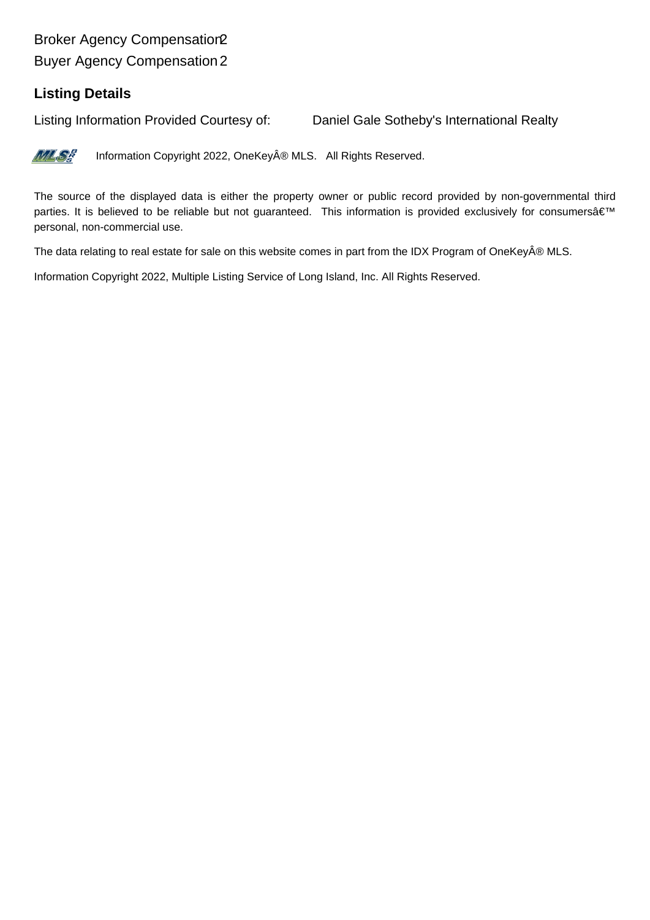Broker Agency Compensation 2

Buyer Agency Compensation 2

## Listing Details

Listing Information Provided Courtesy of: Daniel Gale Sotheby's International Realty

Information Copyright 2022, OneKeyÂ® MLS. All Rights Reserved.

The source of the displayed data is either the property owner or public record provided by non-governmental third parties. It is believed to be reliable but not guaranteed. This information is provided exclusively for consumersâ€™ personal, non-commercial use.

The data relating to real estate for sale on this website comes in part from the IDX Program of OneKeyÂ® MLS.

Information Copyright 2022, Multiple Listing Service of Long Island, Inc. All Rights Reserved.